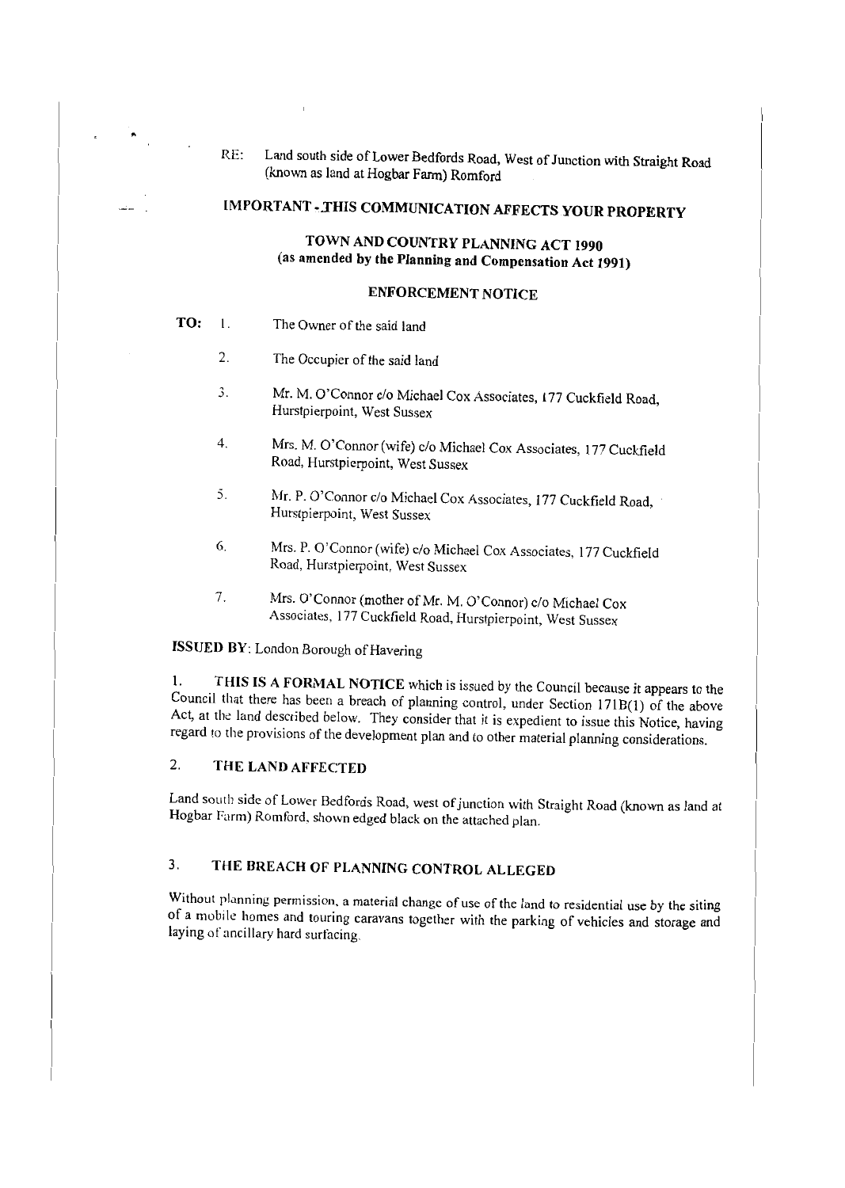RE: Land south side of Lower Bedfords Road, West of Junction with Straight Road (known as land at Hogbar Farm) Romford

**IMPORTANT - THIS COMMUNICATION AFFECTS YOUR PROPERTY**

**TOWN AND COUNTRY PLANNING ACT 1990**
**(as amended by the Planning and Compensation Act 1991)**

**ENFORCEMENT NOTICE**

**TO:**

1. The Owner of the said land
2. The Occupier of the said land
3. Mr. M. O'Connor c/o Michael Cox Associates, 177 Cuckfield Road, Hurstpierpoint, West Sussex
4. Mrs. M. O'Connor (wife) c/o Michael Cox Associates, 177 Cuckfield Road, Hurstpierpoint, West Sussex
5. Mr. P. O'Connor c/o Michael Cox Associates, 177 Cuckfield Road, Hurstpierpoint, West Sussex
6. Mrs. P. O'Connor (wife) c/o Michael Cox Associates, 177 Cuckfield Road, Hurstpierpoint, West Sussex
7. Mrs. O'Connor (mother of Mr. M. O'Connor) c/o Michael Cox Associates, 177 Cuckfield Road, Hurstpierpoint, West Sussex

**ISSUED BY**: London Borough of Havering

1. **THIS IS A FORMAL NOTICE** which is issued by the Council because it appears to the Council that there has been a breach of planning control, under Section 171B(1) of the above Act, at the land described below. They consider that it is expedient to issue this Notice, having regard to the provisions of the development plan and to other material planning considerations.

## 2. THE LAND AFFECTED

Land south side of Lower Bedfords Road, west of junction with Straight Road (known as land at Hogbar Farm) Romford, shown edged black on the attached plan.

## 3. THE BREACH OF PLANNING CONTROL ALLEGED

Without planning permission, a material change of use of the land to residential use by the siting of a mobile homes and touring caravans together with the parking of vehicles and storage and laying of ancillary hard surfacing.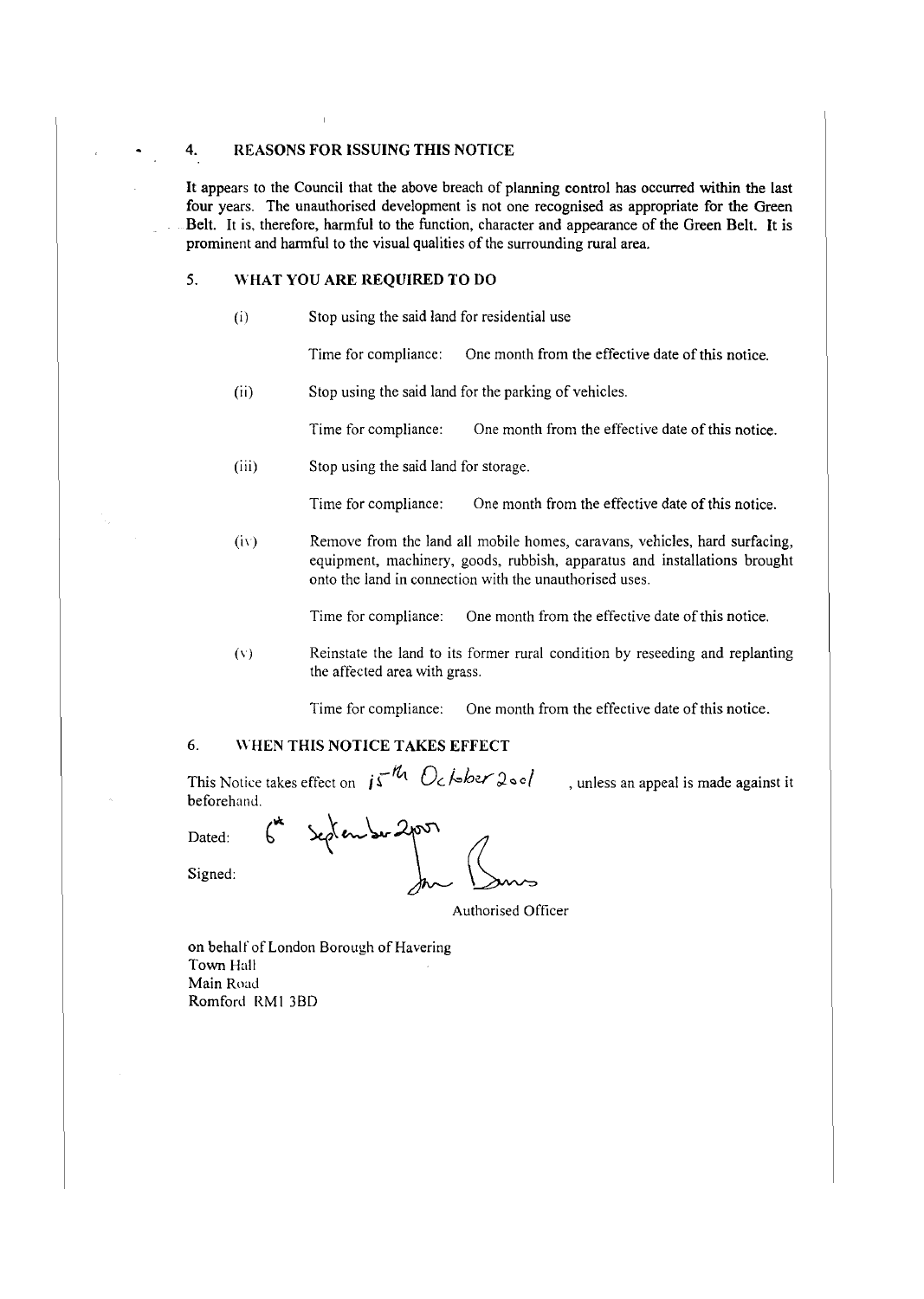## 4. REASONS FOR ISSUING THIS NOTICE

It appears to the Council that the above breach of planning control has occurred within the last four years. The unauthorised development is not one recognised as appropriate for the Green Belt. It is, therefore, harmful to the function, character and appearance of the Green Belt. It is prominent and harmful to the visual qualities of the surrounding rural area.

## 5. WHAT YOU ARE REQUIRED TO DO

(i) Stop using the said land for residential use

Time for compliance: One month from the effective date of this notice.

(ii) Stop using the said land for the parking of vehicles.

Time for compliance: One month from the effective date of this notice.

(iii) Stop using the said land for storage.

Time for compliance: One month from the effective date of this notice.

(iv) Remove from the land all mobile homes, caravans, vehicles, hard surfacing, equipment, machinery, goods, rubbish, apparatus and installations brought onto the land in connection with the unauthorised uses.

Time for compliance: One month from the effective date of this notice.

(v) Reinstate the land to its former rural condition by reseeding and replanting the affected area with grass.

Time for compliance: One month from the effective date of this notice.

## 6. WHEN THIS NOTICE TAKES EFFECT

This Notice takes effect on 15th October 2001, unless an appeal is made against it beforehand.

Dated: 6th September 2001

Signed:

Authorised Officer

on behalf of London Borough of Havering
Town Hall
Main Road
Romford RM1 3BD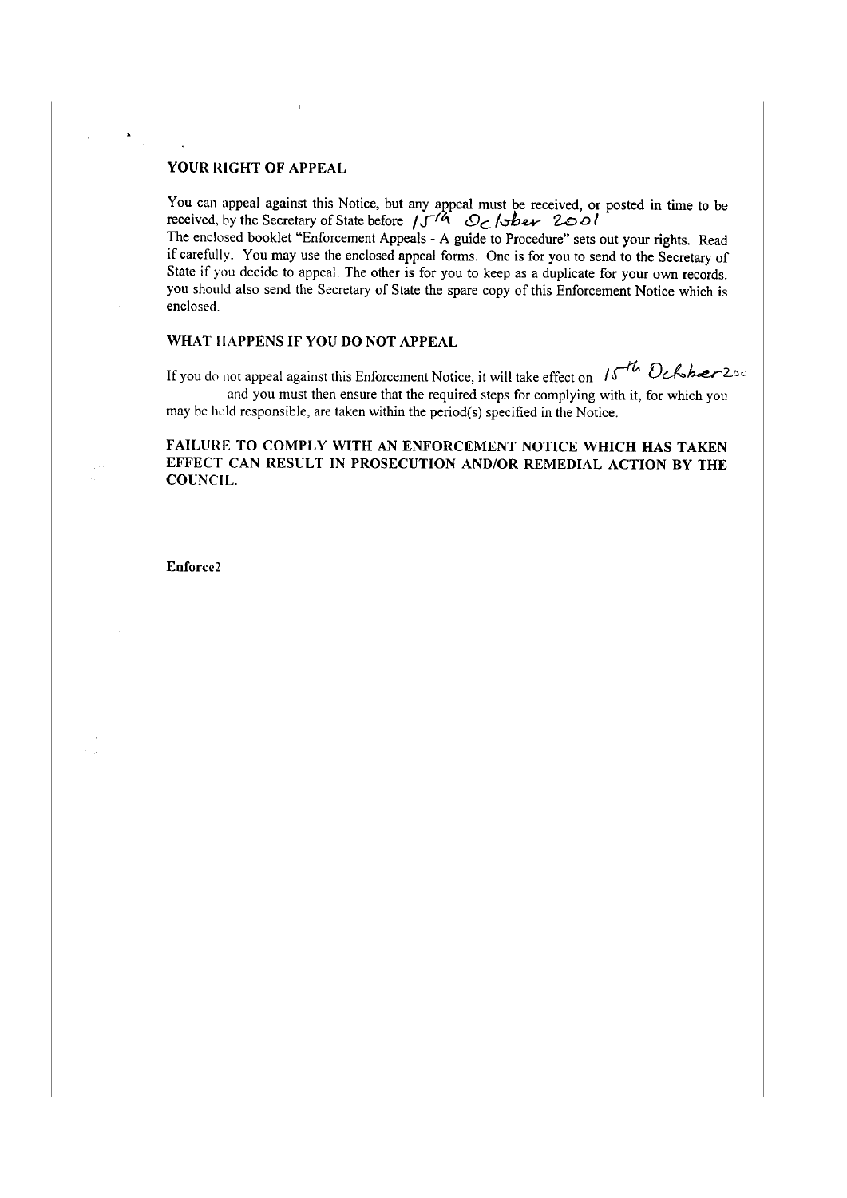## YOUR RIGHT OF APPEAL

You can appeal against this Notice, but any appeal must be received, or posted in time to be received, by the Secretary of State before 15th October 2001

The enclosed booklet "Enforcement Appeals - A guide to Procedure" sets out your rights. Read it carefully. You may use the enclosed appeal forms. One is for you to send to the Secretary of State if you decide to appeal. The other is for you to keep as a duplicate for your own records. you should also send the Secretary of State the spare copy of this Enforcement Notice which is enclosed.

## WHAT HAPPENS IF YOU DO NOT APPEAL

If you do not appeal against this Enforcement Notice, it will take effect on 15th October 200 and you must then ensure that the required steps for complying with it, for which you may be held responsible, are taken within the period(s) specified in the Notice.

**FAILURE TO COMPLY WITH AN ENFORCEMENT NOTICE WHICH HAS TAKEN EFFECT CAN RESULT IN PROSECUTION AND/OR REMEDIAL ACTION BY THE COUNCIL.**

**Enforce2**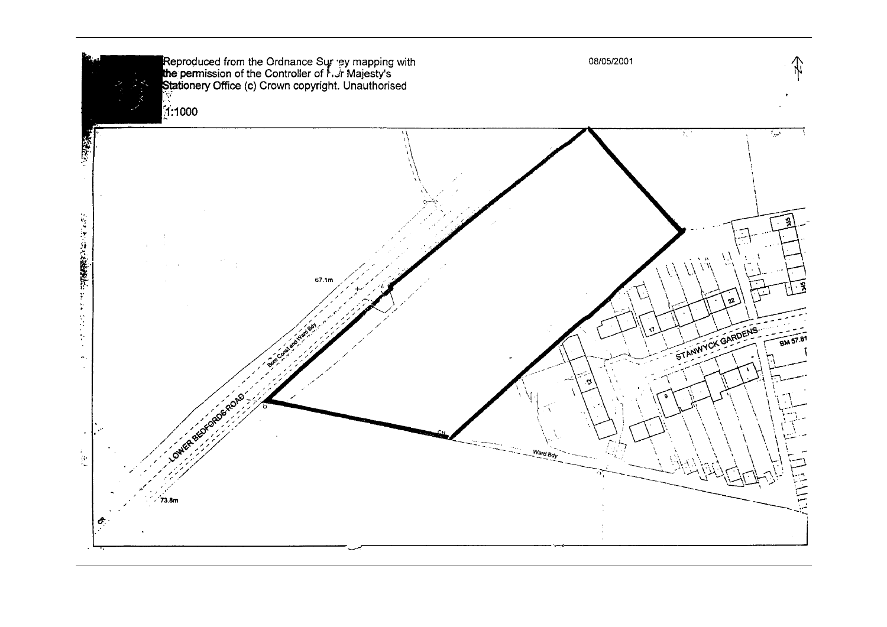Reproduced from the Ordnance Survey mapping with the permission of the Controller of Her Majesty's Stationery Office (c) Crown copyright. Unauthorised

1:1000

08/05/2001

N

67.1m

Boro Const and Ward Bdy

LOWER BEDFORDS ROAD

73.8m

CH

Ward Bdy

STANWYCK GARDENS

BM 57.81

355

345

22

17

12

9

1